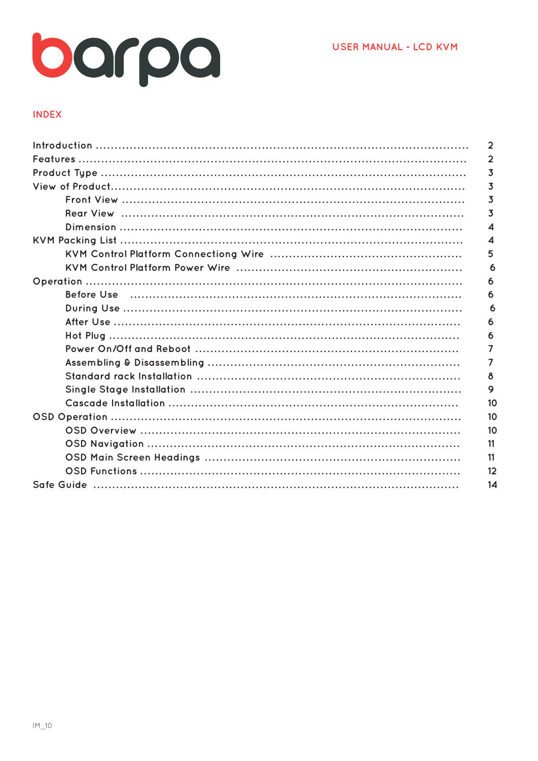barpa

USER MANUAL - LCD KVM

## INDEX

| | |
|---|---|
| Introduction | 2 |
| Features | 2 |
| Product Type | 3 |
| View of Product | 3 |
| Front View | 3 |
| Rear View | 3 |
| Dimension | 4 |
| KVM Packing List | 4 |
| KVM Control Platform Connectiong Wire | 5 |
| KVM Control Platform Power Wire | 6 |
| Operation | 6 |
| Before Use | 6 |
| During Use | 6 |
| After Use | 6 |
| Hot Plug | 6 |
| Power On/Off and Reboot | 7 |
| Assembling & Disassembling | 7 |
| Standard rack Installation | 8 |
| Single Stage Installation | 9 |
| Cascade Installation | 10 |
| OSD Operation | 10 |
| OSD Overview | 10 |
| OSD Navigation | 11 |
| OSD Main Screen Headings | 11 |
| OSD Functions | 12 |
| Safe Guide | 14 |

IM_10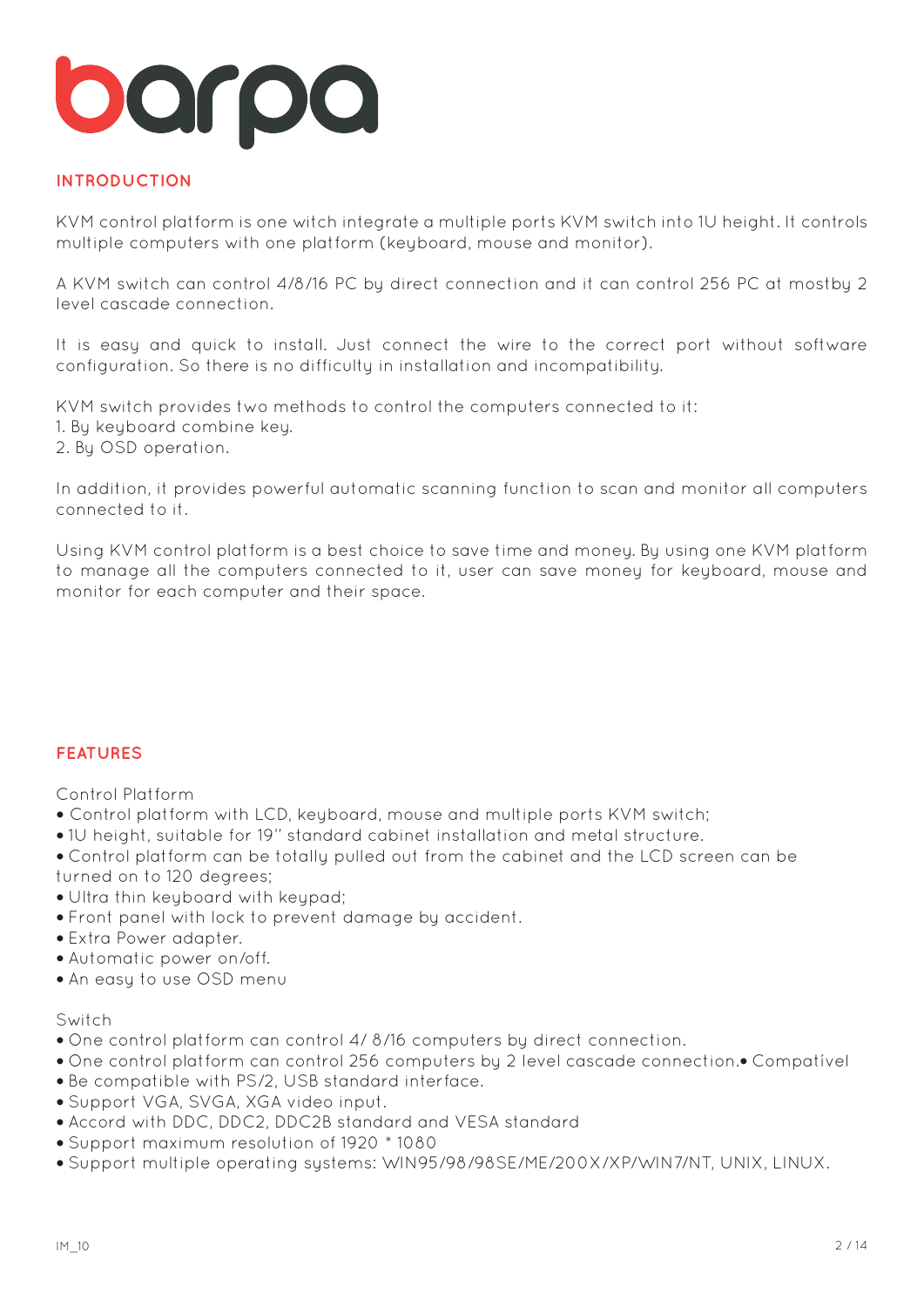barpa

## INTRODUCTION

KVM control platform is one witch integrate a multiple ports KVM switch into 1U height. It controls multiple computers with one platform (keyboard, mouse and monitor).

A KVM switch can control 4/8/16 PC by direct connection and it can control 256 PC at mostby 2 level cascade connection.

It is easy and quick to install. Just connect the wire to the correct port without software configuration. So there is no difficulty in installation and incompatibility.

KVM switch provides two methods to control the computers connected to it:
1. By keyboard combine key.
2. By OSD operation.

In addition, it provides powerful automatic scanning function to scan and monitor all computers connected to it.

Using KVM control platform is a best choice to save time and money. By using one KVM platform to manage all the computers connected to it, user can save money for keyboard, mouse and monitor for each computer and their space.

## FEATURES

Control Platform

- Control platform with LCD, keyboard, mouse and multiple ports KVM switch;
- 1U height, suitable for 19" standard cabinet installation and metal structure.
- Control platform can be totally pulled out from the cabinet and the LCD screen can be turned on to 120 degrees;
- Ultra thin keyboard with keypad;
- Front panel with lock to prevent damage by accident.
- Extra Power adapter.
- Automatic power on/off.
- An easy to use OSD menu

Switch

- One control platform can control 4/ 8/16 computers by direct connection.
- One control platform can control 256 computers by 2 level cascade connection.• Compatível
- Be compatible with PS/2, USB standard interface.
- Support VGA, SVGA, XGA video input.
- Accord with DDC, DDC2, DDC2B standard and VESA standard
- Support maximum resolution of 1920 * 1080
- Support multiple operating systems: WIN95/98/98SE/ME/200X/XP/WIN7/NT, UNIX, LINUX.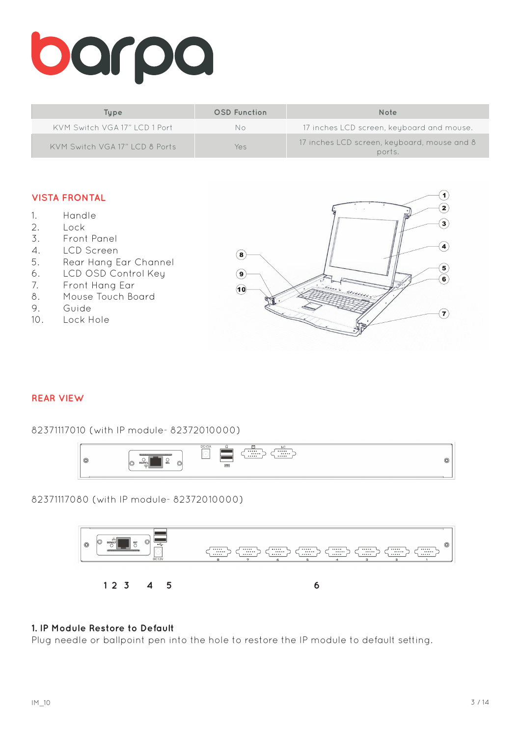| Type | OSD Function | Note |
| --- | --- | --- |
| KVM Switch VGA 17" LCD 1 Port | No | 17 inches LCD screen, keyboard and mouse. |
| KVM Switch VGA 17" LCD 8 Ports | Yes | 17 inches LCD screen, keyboard, mouse and 8 ports. |

## VISTA FRONTAL

1. Handle
2. Lock
3. Front Panel
4. LCD Screen
5. Rear Hang Ear Channel
6. LCD OSD Control Key
7. Front Hang Ear
8. Mouse Touch Board
9. Guide
10. Lock Hole

## REAR VIEW

82371117010 (with IP module- 82372010000)

82371117080 (with IP module- 82372010000)

1 2 3 4 5 6

**1. IP Module Restore to Default**
Plug needle or ballpoint pen into the hole to restore the IP module to default setting.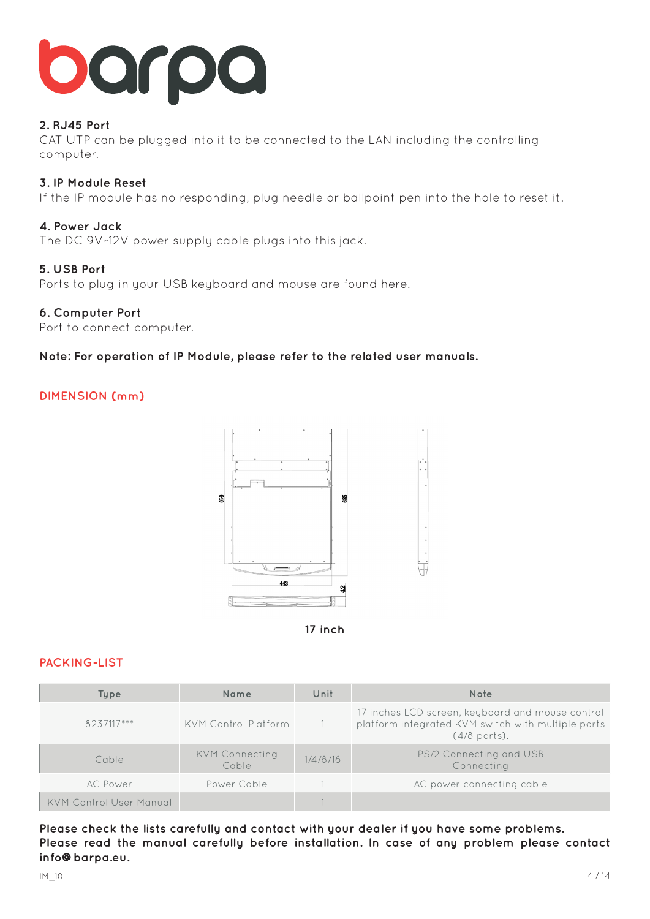**2. RJ45 Port**
CAT UTP can be plugged into it to be connected to the LAN including the controlling computer.

**3. IP Module Reset**
If the IP module has no responding, plug needle or ballpoint pen into the hole to reset it.

**4. Power Jack**
The DC 9V~12V power supply cable plugs into this jack.

**5. USB Port**
Ports to plug in your USB keyboard and mouse are found here.

**6. Computer Port**
Port to connect computer.

**Note: For operation of IP Module, please refer to the related user manuals.**

## DIMENSION (mm)

17 inch

## PACKING-LIST

| Type | Name | Unit | Note |
|---|---|---|---|
| 8237117*** | KVM Control Platform | 1 | 17 inches LCD screen, keyboard and mouse control platform integrated KVM switch with multiple ports (4/8 ports). |
| Cable | KVM Connecting Cable | 1/4/8/16 | PS/2 Connecting and USB Connecting |
| AC Power | Power Cable | 1 | AC power connecting cable |
| KVM Control User Manual | | 1 | |

**Please check the lists carefully and contact with your dealer if you have some problems.**
**Please read the manual carefully before installation. In case of any problem please contact info@barpa.eu.**

IM_10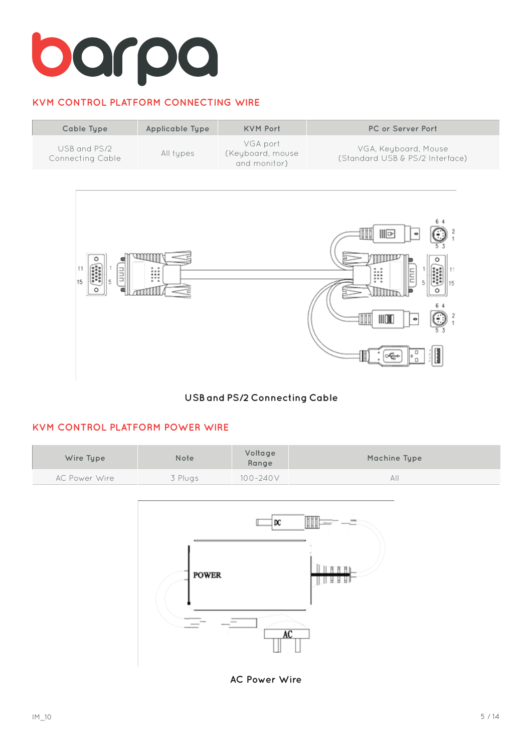## KVM CONTROL PLATFORM CONNECTING WIRE

| Cable Type | Applicable Type | KVM Port | PC or Server Port |
|---|---|---|---|
| USB and PS/2 Connecting Cable | All types | VGA port (Keyboard, mouse and monitor) | VGA, Keyboard, Mouse (Standard USB & PS/2 Interface) |

USB and PS/2 Connecting Cable

## KVM CONTROL PLATFORM POWER WIRE

| Wire Type | Note | Voltage Range | Machine Type |
|---|---|---|---|
| AC Power Wire | 3 Plugs | 100-240V | All |

AC Power Wire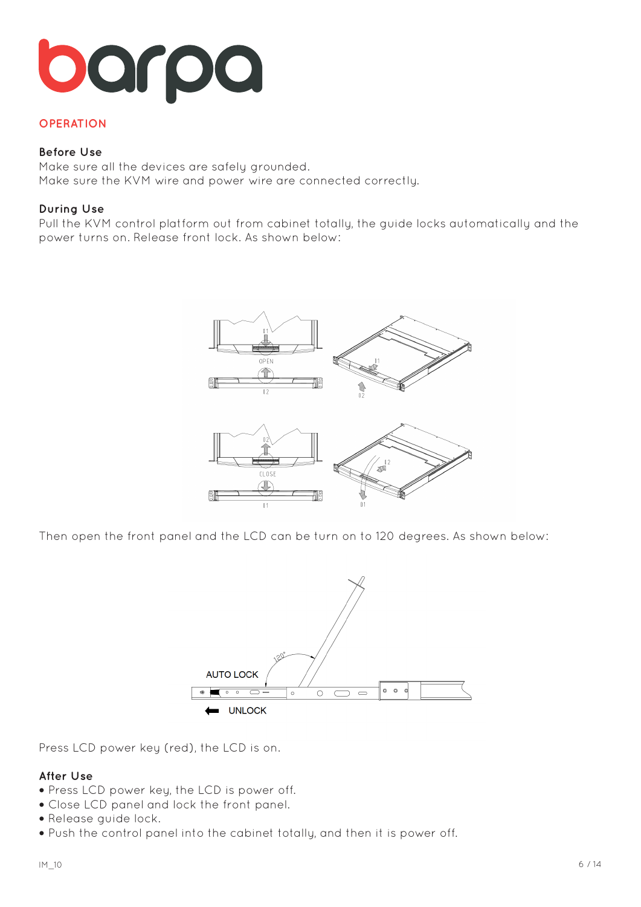## OPERATION

### Before Use

Make sure all the devices are safely grounded.
Make sure the KVM wire and power wire are connected correctly.

### During Use

Pull the KVM control platform out from cabinet totally, the guide locks automatically and the power turns on. Release front lock. As shown below:

Then open the front panel and the LCD can be turn on to 120 degrees. As shown below:

Press LCD power key (red), the LCD is on.

### After Use

- Press LCD power key, the LCD is power off.
- Close LCD panel and lock the front panel.
- Release guide lock.
- Push the control panel into the cabinet totally, and then it is power off.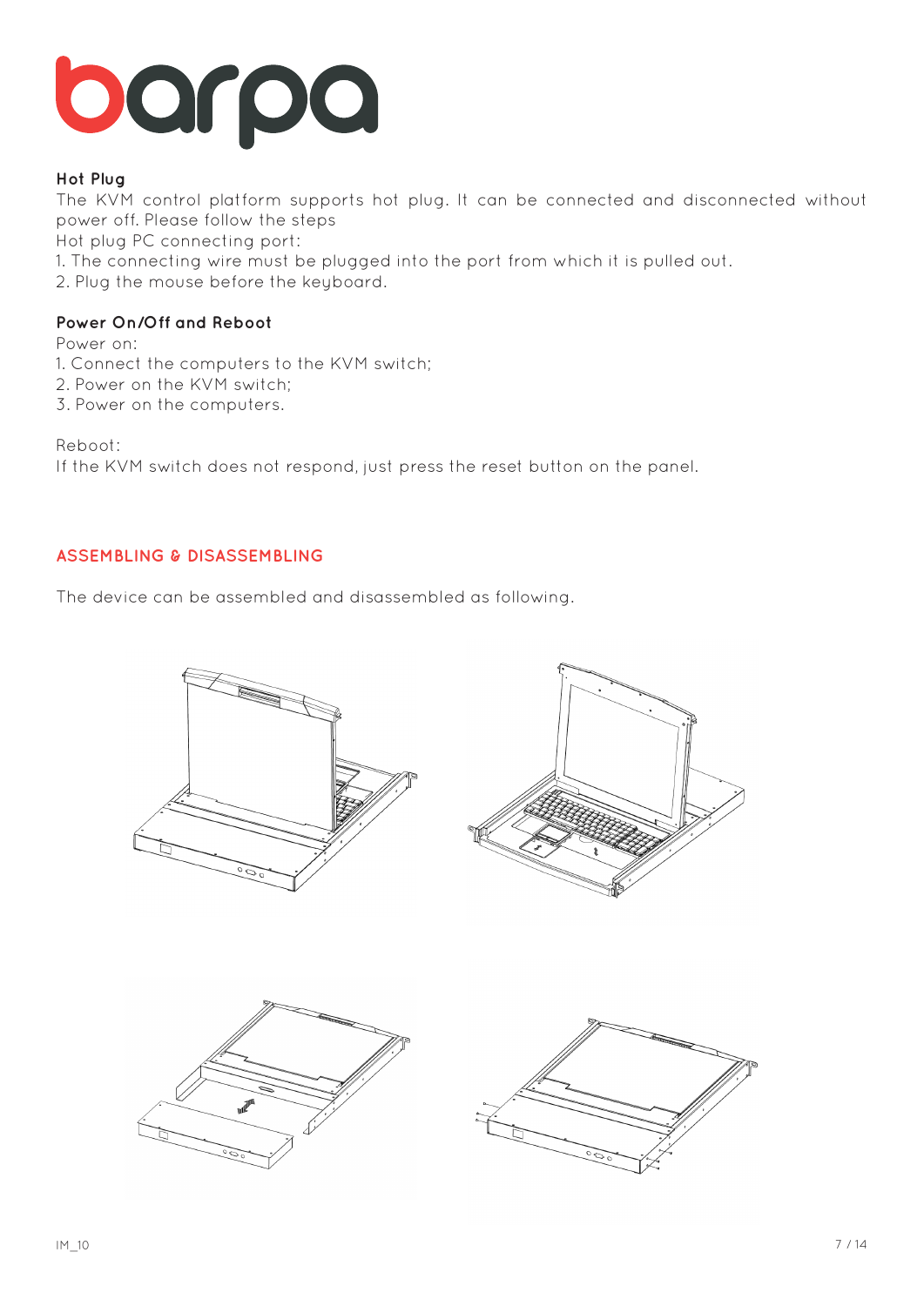### Hot Plug

The KVM control platform supports hot plug. It can be connected and disconnected without power off. Please follow the steps

Hot plug PC connecting port:

1. The connecting wire must be plugged into the port from which it is pulled out.
2. Plug the mouse before the keyboard.

### Power On/Off and Reboot

Power on:

1. Connect the computers to the KVM switch;
2. Power on the KVM switch;
3. Power on the computers.

Reboot:

If the KVM switch does not respond, just press the reset button on the panel.

## ASSEMBLING & DISASSEMBLING

The device can be assembled and disassembled as following.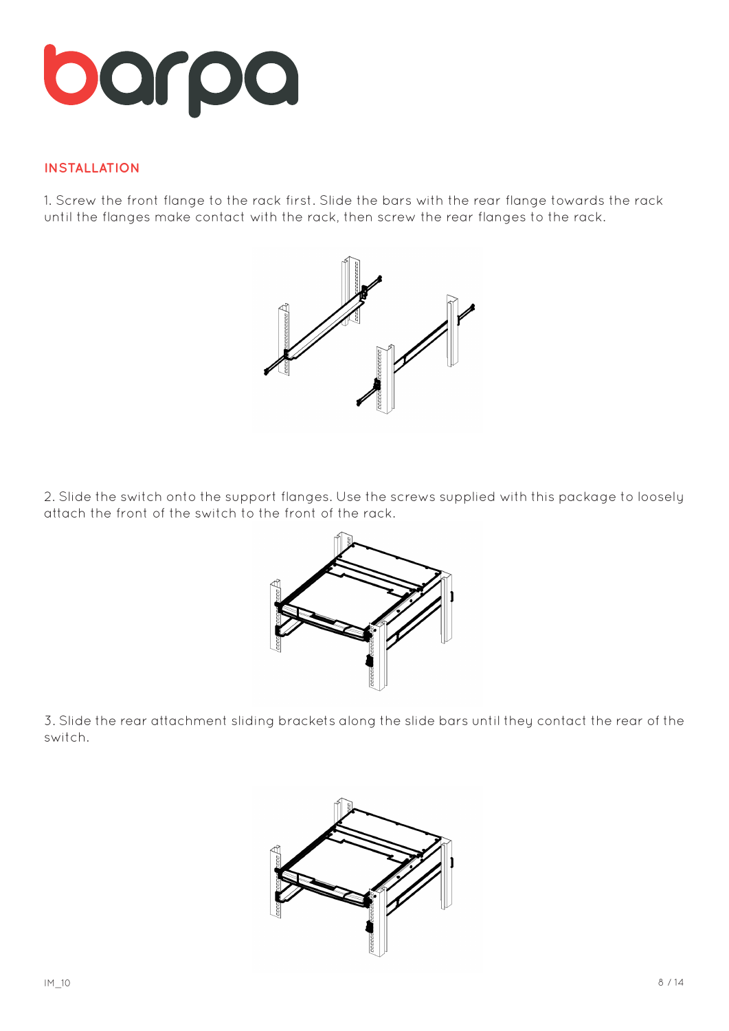## INSTALLATION

1. Screw the front flange to the rack first. Slide the bars with the rear flange towards the rack until the flanges make contact with the rack, then screw the rear flanges to the rack.

2. Slide the switch onto the support flanges. Use the screws supplied with this package to loosely attach the front of the switch to the front of the rack.

3. Slide the rear attachment sliding brackets along the slide bars until they contact the rear of the switch.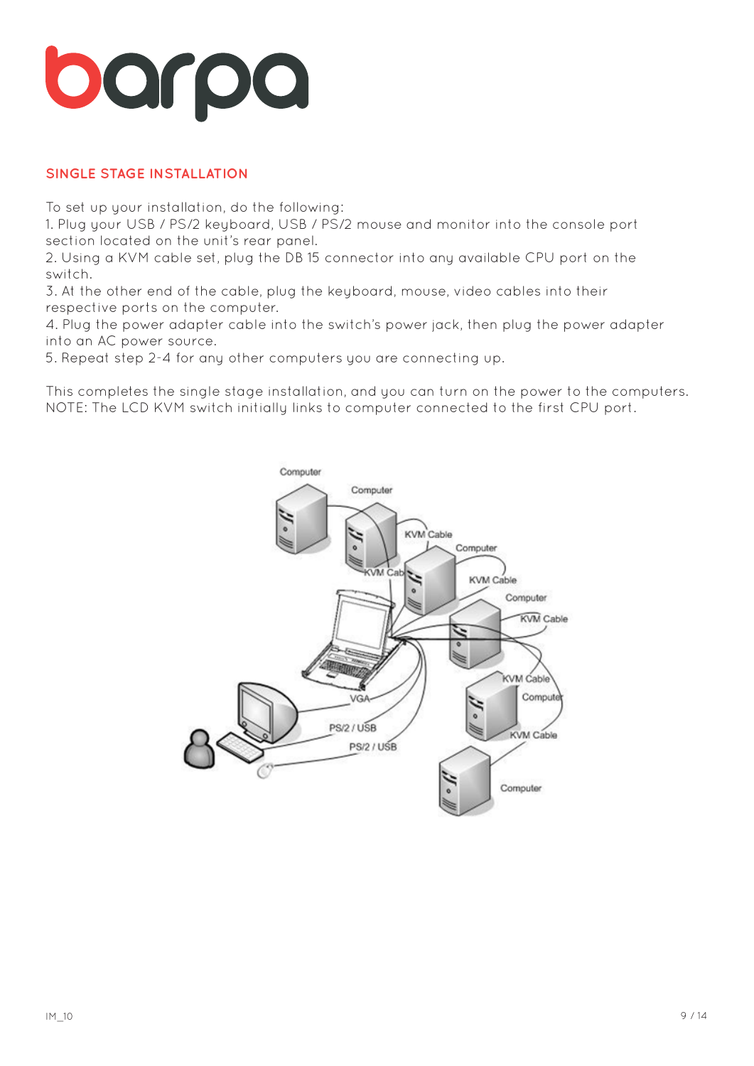## SINGLE STAGE INSTALLATION

To set up your installation, do the following:

1. Plug your USB / PS/2 keyboard, USB / PS/2 mouse and monitor into the console port section located on the unit's rear panel.
2. Using a KVM cable set, plug the DB 15 connector into any available CPU port on the switch.
3. At the other end of the cable, plug the keyboard, mouse, video cables into their respective ports on the computer.
4. Plug the power adapter cable into the switch's power jack, then plug the power adapter into an AC power source.
5. Repeat step 2-4 for any other computers you are connecting up.

This completes the single stage installation, and you can turn on the power to the computers.
NOTE: The LCD KVM switch initially links to computer connected to the first CPU port.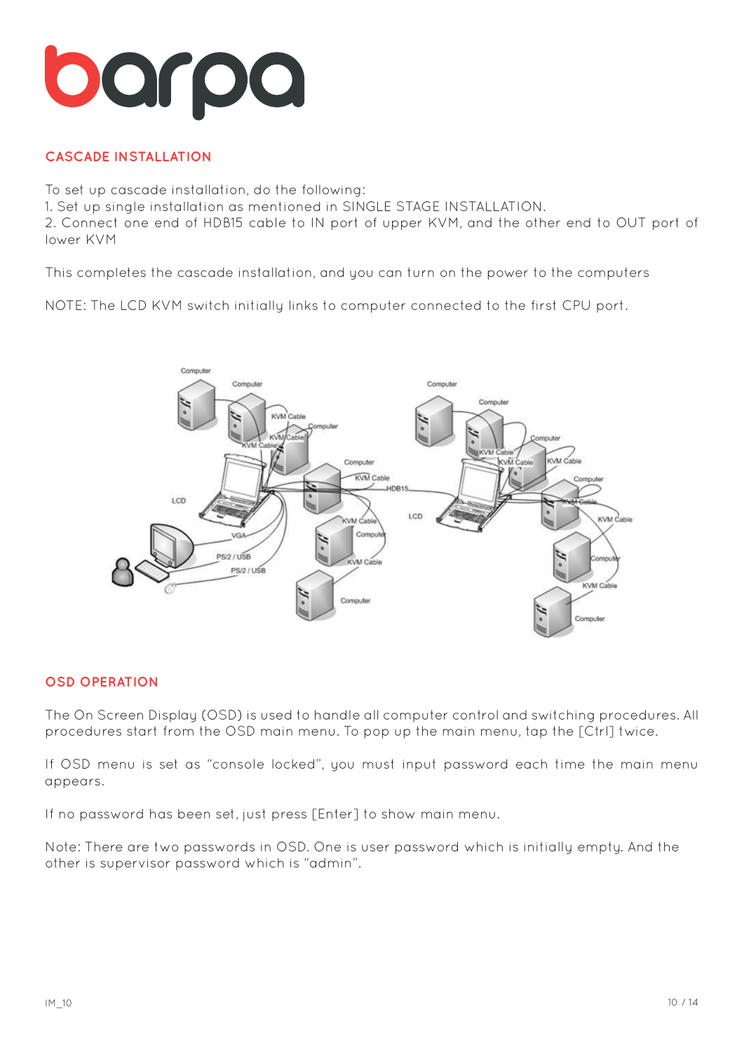## CASCADE INSTALLATION

To set up cascade installation, do the following:
1. Set up single installation as mentioned in SINGLE STAGE INSTALLATION.
2. Connect one end of HDB15 cable to IN port of upper KVM, and the other end to OUT port of lower KVM

This completes the cascade installation, and you can turn on the power to the computers

NOTE: The LCD KVM switch initially links to computer connected to the first CPU port.

## OSD OPERATION

The On Screen Display (OSD) is used to handle all computer control and switching procedures. All procedures start from the OSD main menu. To pop up the main menu, tap the [Ctrl] twice.

If OSD menu is set as "console locked", you must input password each time the main menu appears.

If no password has been set, just press [Enter] to show main menu.

Note: There are two passwords in OSD. One is user password which is initially empty. And the other is supervisor password which is "admin".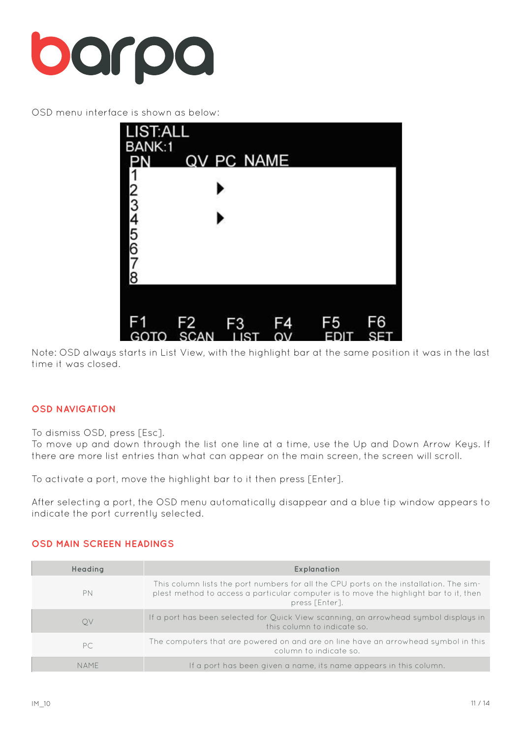OSD menu interface is shown as below:

Note: OSD always starts in List View, with the highlight bar at the same position it was in the last time it was closed.

## OSD NAVIGATION

To dismiss OSD, press [Esc].
To move up and down through the list one line at a time, use the Up and Down Arrow Keys. If there are more list entries than what can appear on the main screen, the screen will scroll.

To activate a port, move the highlight bar to it then press [Enter].

After selecting a port, the OSD menu automatically disappear and a blue tip window appears to indicate the port currently selected.

## OSD MAIN SCREEN HEADINGS

| Heading | Explanation |
|---|---|
| PN | This column lists the port numbers for all the CPU ports on the installation. The simplest method to access a particular computer is to move the highlight bar to it, then press [Enter]. |
| QV | If a port has been selected for Quick View scanning, an arrowhead symbol displays in this column to indicate so. |
| PC | The computers that are powered on and are on line have an arrowhead symbol in this column to indicate so. |
| NAME | If a port has been given a name, its name appears in this column. |

IM_10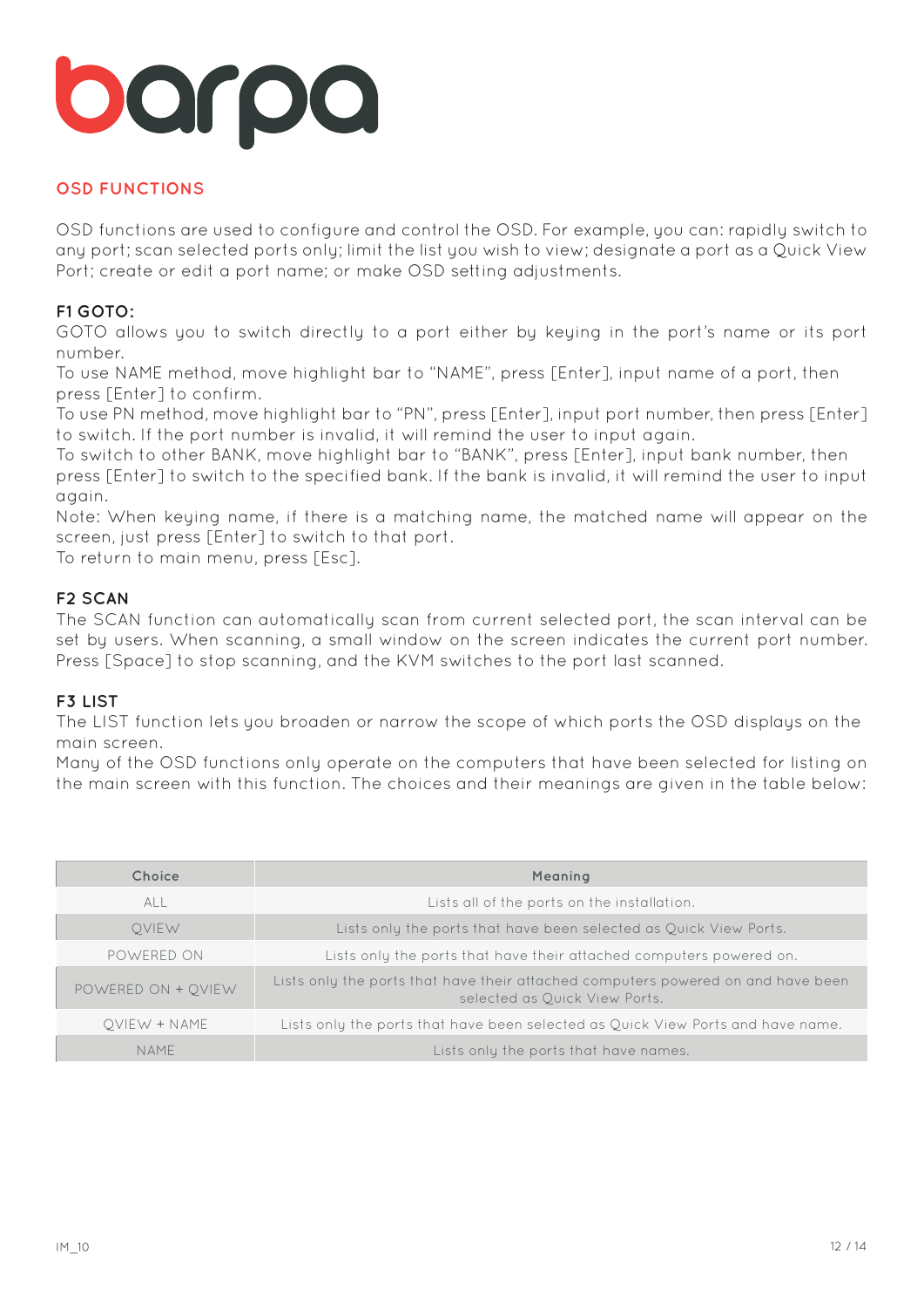## OSD FUNCTIONS

OSD functions are used to configure and control the OSD. For example, you can: rapidly switch to any port; scan selected ports only; limit the list you wish to view; designate a port as a Quick View Port; create or edit a port name; or make OSD setting adjustments.

### F1 GOTO:

GOTO allows you to switch directly to a port either by keying in the port's name or its port number.

To use NAME method, move highlight bar to "NAME", press [Enter], input name of a port, then press [Enter] to confirm.

To use PN method, move highlight bar to "PN", press [Enter], input port number, then press [Enter] to switch. If the port number is invalid, it will remind the user to input again.

To switch to other BANK, move highlight bar to "BANK", press [Enter], input bank number, then press [Enter] to switch to the specified bank. If the bank is invalid, it will remind the user to input again.

Note: When keying name, if there is a matching name, the matched name will appear on the screen, just press [Enter] to switch to that port.

To return to main menu, press [Esc].

### F2 SCAN

The SCAN function can automatically scan from current selected port, the scan interval can be set by users. When scanning, a small window on the screen indicates the current port number. Press [Space] to stop scanning, and the KVM switches to the port last scanned.

### F3 LIST

The LIST function lets you broaden or narrow the scope of which ports the OSD displays on the main screen.

Many of the OSD functions only operate on the computers that have been selected for listing on the main screen with this function. The choices and their meanings are given in the table below:

| Choice | Meaning |
|---|---|
| ALL | Lists all of the ports on the installation. |
| QVIEW | Lists only the ports that have been selected as Quick View Ports. |
| POWERED ON | Lists only the ports that have their attached computers powered on. |
| POWERED ON + QVIEW | Lists only the ports that have their attached computers powered on and have been selected as Quick View Ports. |
| QVIEW + NAME | Lists only the ports that have been selected as Quick View Ports and have name. |
| NAME | Lists only the ports that have names. |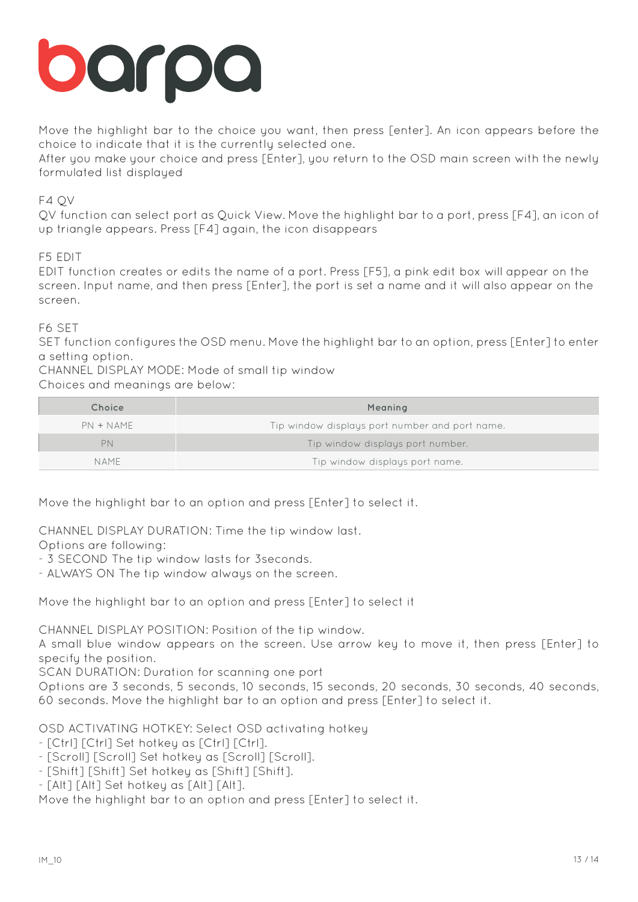Move the highlight bar to the choice you want, then press [enter]. An icon appears before the choice to indicate that it is the currently selected one.
After you make your choice and press [Enter], you return to the OSD main screen with the newly formulated list displayed

F4 QV
QV function can select port as Quick View. Move the highlight bar to a port, press [F4], an icon of up triangle appears. Press [F4] again, the icon disappears

F5 EDIT
EDIT function creates or edits the name of a port. Press [F5], a pink edit box will appear on the screen. Input name, and then press [Enter], the port is set a name and it will also appear on the screen.

F6 SET
SET function configures the OSD menu. Move the highlight bar to an option, press [Enter] to enter a setting option.
CHANNEL DISPLAY MODE: Mode of small tip window
Choices and meanings are below:

| Choice | Meaning |
|---|---|
| PN + NAME | Tip window displays port number and port name. |
| PN | Tip window displays port number. |
| NAME | Tip window displays port name. |

Move the highlight bar to an option and press [Enter] to select it.

CHANNEL DISPLAY DURATION: Time the tip window last.
Options are following:
- 3 SECOND The tip window lasts for 3seconds.
- ALWAYS ON The tip window always on the screen.

Move the highlight bar to an option and press [Enter] to select it

CHANNEL DISPLAY POSITION: Position of the tip window.
A small blue window appears on the screen. Use arrow key to move it, then press [Enter] to specify the position.
SCAN DURATION: Duration for scanning one port
Options are 3 seconds, 5 seconds, 10 seconds, 15 seconds, 20 seconds, 30 seconds, 40 seconds, 60 seconds. Move the highlight bar to an option and press [Enter] to select it.

OSD ACTIVATING HOTKEY: Select OSD activating hotkey
- [Ctrl] [Ctrl] Set hotkey as [Ctrl] [Ctrl].
- [Scroll] [Scroll] Set hotkey as [Scroll] [Scroll].
- [Shift] [Shift] Set hotkey as [Shift] [Shift].
- [Alt] [Alt] Set hotkey as [Alt] [Alt].

Move the highlight bar to an option and press [Enter] to select it.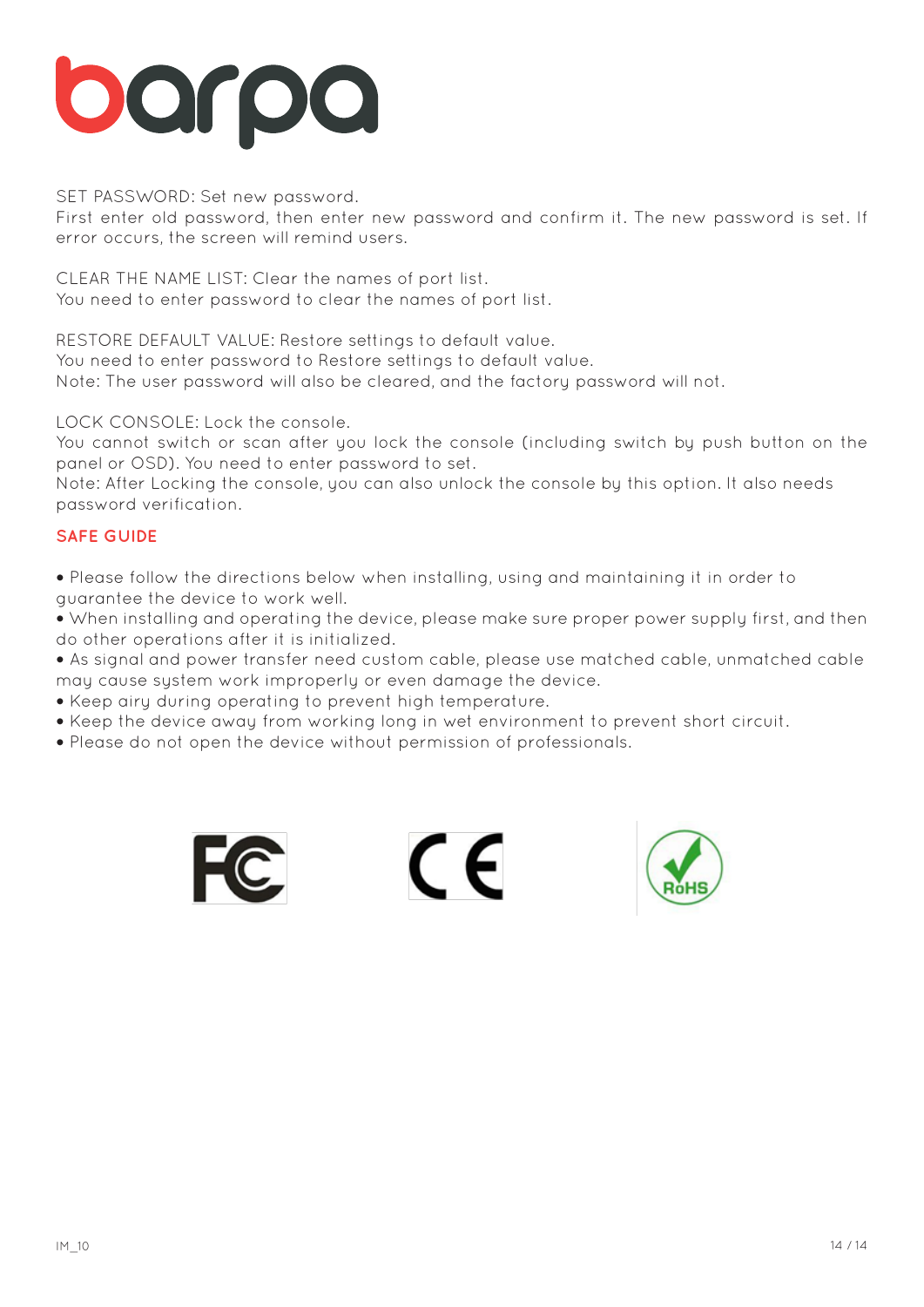SET PASSWORD: Set new password.
First enter old password, then enter new password and confirm it. The new password is set. If error occurs, the screen will remind users.

CLEAR THE NAME LIST: Clear the names of port list.
You need to enter password to clear the names of port list.

RESTORE DEFAULT VALUE: Restore settings to default value.
You need to enter password to Restore settings to default value.
Note: The user password will also be cleared, and the factory password will not.

LOCK CONSOLE: Lock the console.
You cannot switch or scan after you lock the console (including switch by push button on the panel or OSD). You need to enter password to set.
Note: After Locking the console, you can also unlock the console by this option. It also needs password verification.

## SAFE GUIDE

- Please follow the directions below when installing, using and maintaining it in order to guarantee the device to work well.
- When installing and operating the device, please make sure proper power supply first, and then do other operations after it is initialized.
- As signal and power transfer need custom cable, please use matched cable, unmatched cable may cause system work improperly or even damage the device.
- Keep airy during operating to prevent high temperature.
- Keep the device away from working long in wet environment to prevent short circuit.
- Please do not open the device without permission of professionals.